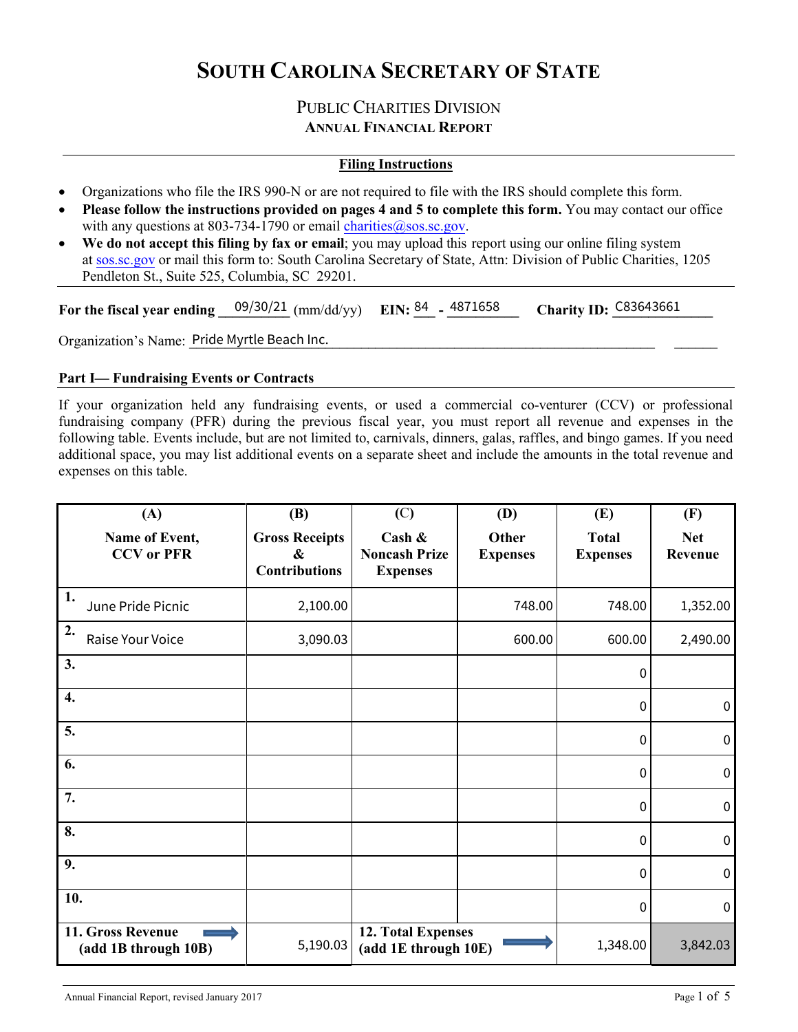# South Carolina Secretary of State

## Public Charities Division
### Annual Financial Report

**Filing Instructions**

- Organizations who file the IRS 990-N or are not required to file with the IRS should complete this form.
- **Please follow the instructions provided on pages 4 and 5 to complete this form.** You may contact our office with any questions at 803-734-1790 or email charities@sos.sc.gov.
- **We do not accept this filing by fax or email**; you may upload this report using our online filing system at sos.sc.gov or mail this form to: South Carolina Secretary of State, Attn: Division of Public Charities, 1205 Pendleton St., Suite 525, Columbia, SC 29201.

**For the fiscal year ending** 09/30/21 (mm/dd/yy) **EIN:** 84 - 4871658 **Charity ID:** C83643661

Organization's Name: Pride Myrtle Beach Inc.

**Part I— Fundraising Events or Contracts**

If your organization held any fundraising events, or used a commercial co-venturer (CCV) or professional fundraising company (PFR) during the previous fiscal year, you must report all revenue and expenses in the following table. Events include, but are not limited to, carnivals, dinners, galas, raffles, and bingo games. If you need additional space, you may list additional events on a separate sheet and include the amounts in the total revenue and expenses on this table.

| (A) Name of Event, CCV or PFR | (B) Gross Receipts & Contributions | (C) Cash & Noncash Prize Expenses | (D) Other Expenses | (E) Total Expenses | (F) Net Revenue |
|---|---|---|---|---|---|
| 1. June Pride Picnic | 2,100.00 | | 748.00 | 748.00 | 1,352.00 |
| 2. Raise Your Voice | 3,090.03 | | 600.00 | 600.00 | 2,490.00 |
| 3. | | | | 0 | |
| 4. | | | | 0 | 0 |
| 5. | | | | 0 | 0 |
| 6. | | | | 0 | 0 |
| 7. | | | | 0 | 0 |
| 8. | | | | 0 | 0 |
| 9. | | | | 0 | 0 |
| 10. | | | | 0 | 0 |
| **11. Gross Revenue (add 1B through 10B)** | 5,190.03 | **12. Total Expenses (add 1E through 10E)** | | 1,348.00 | 3,842.03 |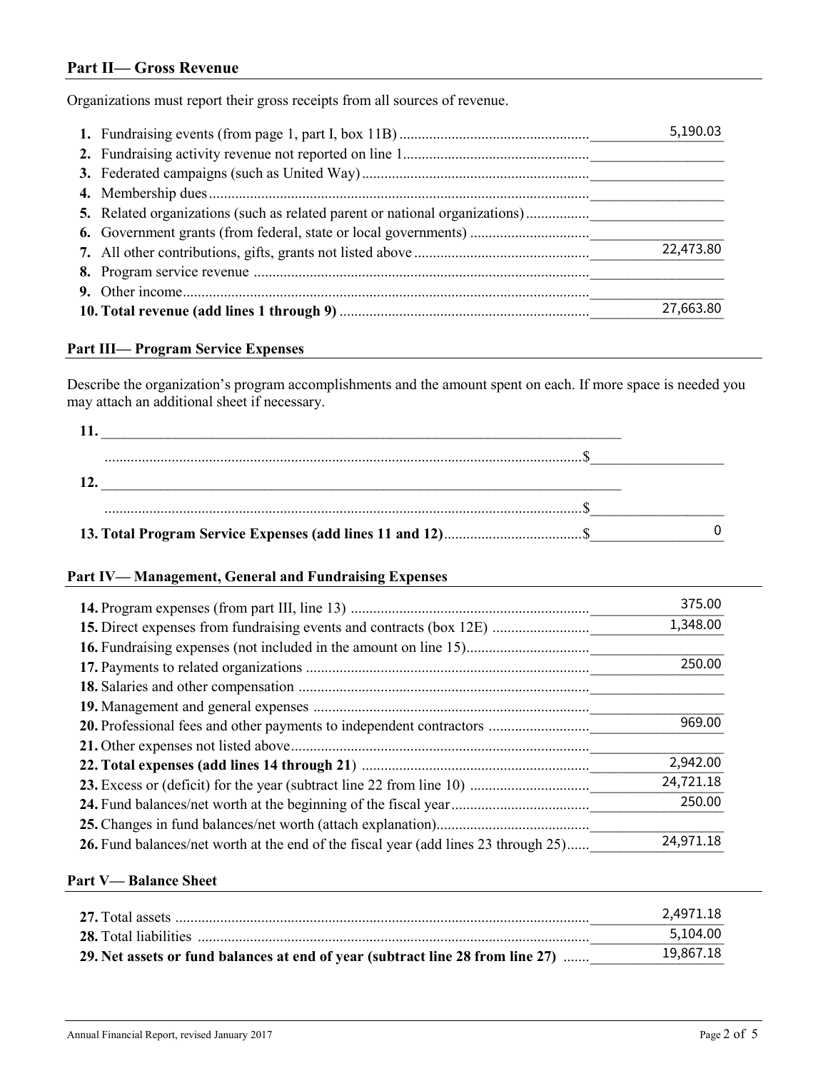## Part II— Gross Revenue

Organizations must report their gross receipts from all sources of revenue.

| Line | Description | Amount |
|---|---|---|
| 1. | Fundraising events (from page 1, part I, box 11B) | 5,190.03 |
| 2. | Fundraising activity revenue not reported on line 1 | |
| 3. | Federated campaigns (such as United Way) | |
| 4. | Membership dues | |
| 5. | Related organizations (such as related parent or national organizations) | |
| 6. | Government grants (from federal, state or local governments) | |
| 7. | All other contributions, gifts, grants not listed above | 22,473.80 |
| 8. | Program service revenue | |
| 9. | Other income | |
| **10.** | **Total revenue (add lines 1 through 9)** | 27,663.80 |

## Part III— Program Service Expenses

Describe the organization's program accomplishments and the amount spent on each. If more space is needed you may attach an additional sheet if necessary.

11. ______________________________ $______

12. ______________________________ $______

**13. Total Program Service Expenses (add lines 11 and 12)** $ 0

## Part IV— Management, General and Fundraising Expenses

| Line | Description | Amount |
|---|---|---|
| 14. | Program expenses (from part III, line 13) | 375.00 |
| 15. | Direct expenses from fundraising events and contracts (box 12E) | 1,348.00 |
| 16. | Fundraising expenses (not included in the amount on line 15) | |
| 17. | Payments to related organizations | 250.00 |
| 18. | Salaries and other compensation | |
| 19. | Management and general expenses | |
| 20. | Professional fees and other payments to independent contractors | 969.00 |
| 21. | Other expenses not listed above | |
| **22.** | **Total expenses (add lines 14 through 21)** | 2,942.00 |
| 23. | Excess or (deficit) for the year (subtract line 22 from line 10) | 24,721.18 |
| 24. | Fund balances/net worth at the beginning of the fiscal year | 250.00 |
| 25. | Changes in fund balances/net worth (attach explanation) | |
| 26. | Fund balances/net worth at the end of the fiscal year (add lines 23 through 25) | 24,971.18 |

## Part V— Balance Sheet

| Line | Description | Amount |
|---|---|---|
| 27. | Total assets | 2,4971.18 |
| 28. | Total liabilities | 5,104.00 |
| **29.** | **Net assets or fund balances at end of year (subtract line 28 from line 27)** | 19,867.18 |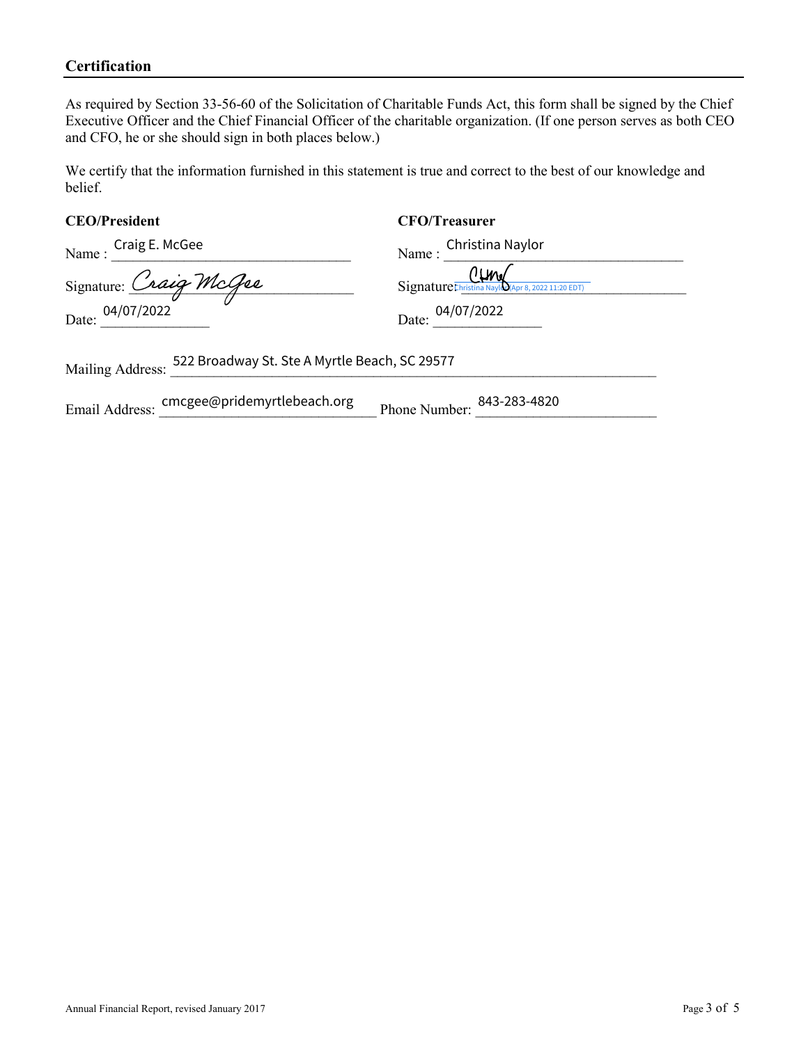## Certification

As required by Section 33-56-60 of the Solicitation of Charitable Funds Act, this form shall be signed by the Chief Executive Officer and the Chief Financial Officer of the charitable organization. (If one person serves as both CEO and CFO, he or she should sign in both places below.)

We certify that the information furnished in this statement is true and correct to the best of our knowledge and belief.

| **CEO/President** | **CFO/Treasurer** |
|---|---|
| Name : Craig E. McGee | Name : Christina Naylor |
| Signature: Craig McGee | Signature: Christina Naylor (Apr 8, 2022 11:20 EDT) |
| Date: 04/07/2022 | Date: 04/07/2022 |

Mailing Address: 522 Broadway St. Ste A Myrtle Beach, SC 29577

Email Address: cmcgee@pridemyrtlebeach.org Phone Number: 843-283-4820

Annual Financial Report, revised January 2017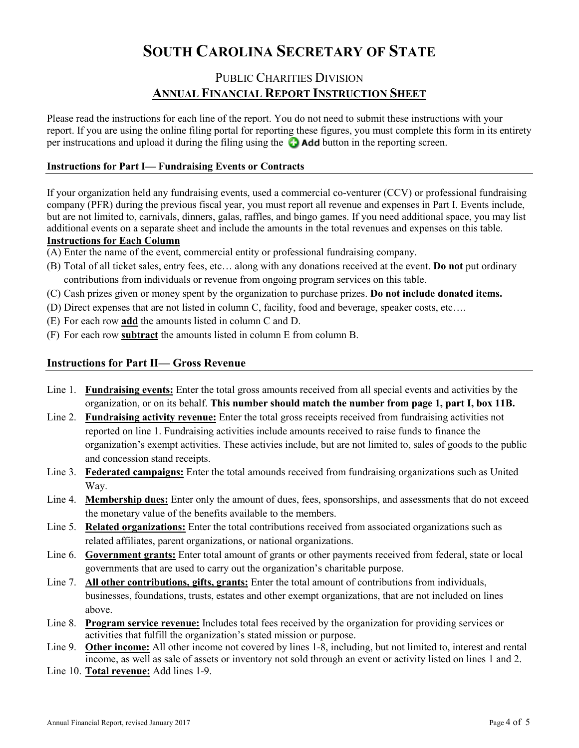# SOUTH CAROLINA SECRETARY OF STATE

## PUBLIC CHARITIES DIVISION

## ANNUAL FINANCIAL REPORT INSTRUCTION SHEET

Please read the instructions for each line of the report. You do not need to submit these instructions with your report. If you are using the online filing portal for reporting these figures, you must complete this form in its entirety per instrucations and upload it during the filing using the **Add** button in the reporting screen.

### Instructions for Part I— Fundraising Events or Contracts

If your organization held any fundraising events, used a commercial co-venturer (CCV) or professional fundraising company (PFR) during the previous fiscal year, you must report all revenue and expenses in Part I. Events include, but are not limited to, carnivals, dinners, galas, raffles, and bingo games. If you need additional space, you may list additional events on a separate sheet and include the amounts in the total revenues and expenses on this table.

**Instructions for Each Column**

(A) Enter the name of the event, commercial entity or professional fundraising company.

(B) Total of all ticket sales, entry fees, etc… along with any donations received at the event. **Do not** put ordinary contributions from individuals or revenue from ongoing program services on this table.

(C) Cash prizes given or money spent by the organization to purchase prizes. **Do not include donated items.**

(D) Direct expenses that are not listed in column C, facility, food and beverage, speaker costs, etc….

(E) For each row **add** the amounts listed in column C and D.

(F) For each row **subtract** the amounts listed in column E from column B.

### Instructions for Part II— Gross Revenue

Line 1. **Fundraising events:** Enter the total gross amounts received from all special events and activities by the organization, or on its behalf. **This number should match the number from page 1, part I, box 11B.**

Line 2. **Fundraising activity revenue:** Enter the total gross receipts received from fundraising activities not reported on line 1. Fundraising activities include amounts received to raise funds to finance the organization's exempt activities. These activities include, but are not limited to, sales of goods to the public and concession stand receipts.

Line 3. **Federated campaigns:** Enter the total amounds received from fundraising organizations such as United Way.

Line 4. **Membership dues:** Enter only the amount of dues, fees, sponsorships, and assessments that do not exceed the monetary value of the benefits available to the members.

Line 5. **Related organizations:** Enter the total contributions received from associated organizations such as related affiliates, parent organizations, or national organizations.

Line 6. **Government grants:** Enter total amount of grants or other payments received from federal, state or local governments that are used to carry out the organization's charitable purpose.

Line 7. **All other contributions, gifts, grants:** Enter the total amount of contributions from individuals, businesses, foundations, trusts, estates and other exempt organizations, that are not included on lines above.

Line 8. **Program service revenue:** Includes total fees received by the organization for providing services or activities that fulfill the organization's stated mission or purpose.

Line 9. **Other income:** All other income not covered by lines 1-8, including, but not limited to, interest and rental income, as well as sale of assets or inventory not sold through an event or activity listed on lines 1 and 2.

Line 10. **Total revenue:** Add lines 1-9.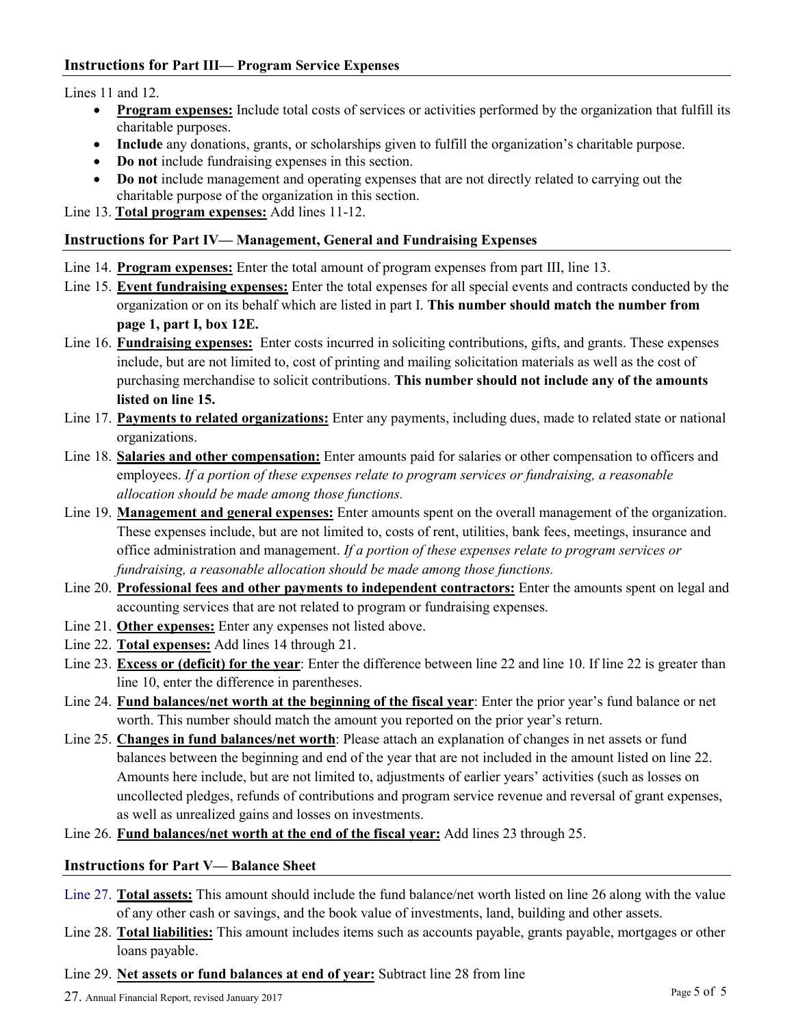### Instructions for Part III— Program Service Expenses

Lines 11 and 12.

- **Program expenses:** Include total costs of services or activities performed by the organization that fulfill its charitable purposes.
- **Include** any donations, grants, or scholarships given to fulfill the organization's charitable purpose.
- **Do not** include fundraising expenses in this section.
- **Do not** include management and operating expenses that are not directly related to carrying out the charitable purpose of the organization in this section.

Line 13. **Total program expenses:** Add lines 11-12.

### Instructions for Part IV— Management, General and Fundraising Expenses

Line 14. **Program expenses:** Enter the total amount of program expenses from part III, line 13.

Line 15. **Event fundraising expenses:** Enter the total expenses for all special events and contracts conducted by the organization or on its behalf which are listed in part I. **This number should match the number from page 1, part I, box 12E.**

Line 16. **Fundraising expenses:** Enter costs incurred in soliciting contributions, gifts, and grants. These expenses include, but are not limited to, cost of printing and mailing solicitation materials as well as the cost of purchasing merchandise to solicit contributions. **This number should not include any of the amounts listed on line 15.**

Line 17. **Payments to related organizations:** Enter any payments, including dues, made to related state or national organizations.

Line 18. **Salaries and other compensation:** Enter amounts paid for salaries or other compensation to officers and employees. *If a portion of these expenses relate to program services or fundraising, a reasonable allocation should be made among those functions.*

Line 19. **Management and general expenses:** Enter amounts spent on the overall management of the organization. These expenses include, but are not limited to, costs of rent, utilities, bank fees, meetings, insurance and office administration and management. *If a portion of these expenses relate to program services or fundraising, a reasonable allocation should be made among those functions.*

Line 20. **Professional fees and other payments to independent contractors:** Enter the amounts spent on legal and accounting services that are not related to program or fundraising expenses.

Line 21. **Other expenses:** Enter any expenses not listed above.

Line 22. **Total expenses:** Add lines 14 through 21.

Line 23. **Excess or (deficit) for the year**: Enter the difference between line 22 and line 10. If line 22 is greater than line 10, enter the difference in parentheses.

Line 24. **Fund balances/net worth at the beginning of the fiscal year**: Enter the prior year's fund balance or net worth. This number should match the amount you reported on the prior year's return.

Line 25. **Changes in fund balances/net worth**: Please attach an explanation of changes in net assets or fund balances between the beginning and end of the year that are not included in the amount listed on line 22. Amounts here include, but are not limited to, adjustments of earlier years' activities (such as losses on uncollected pledges, refunds of contributions and program service revenue and reversal of grant expenses, as well as unrealized gains and losses on investments.

Line 26. **Fund balances/net worth at the end of the fiscal year:** Add lines 23 through 25.

### Instructions for Part V— Balance Sheet

Line 27. **Total assets:** This amount should include the fund balance/net worth listed on line 26 along with the value of any other cash or savings, and the book value of investments, land, building and other assets.

Line 28. **Total liabilities:** This amount includes items such as accounts payable, grants payable, mortgages or other loans payable.

Line 29. **Net assets or fund balances at end of year:** Subtract line 28 from line 27.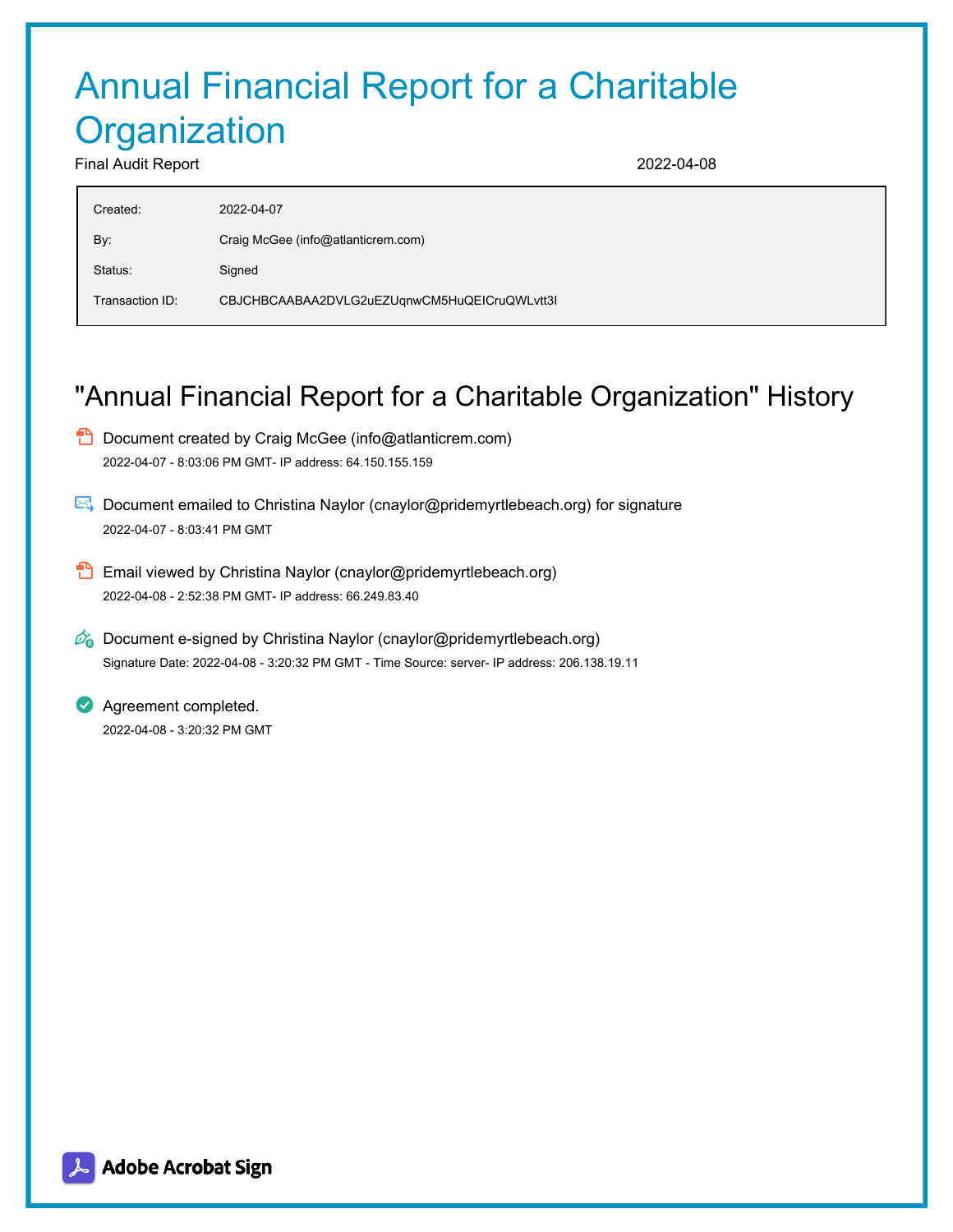# Annual Financial Report for a Charitable Organization

Final Audit Report 2022-04-08

| | |
|---|---|
| Created: | 2022-04-07 |
| By: | Craig McGee (info@atlanticrem.com) |
| Status: | Signed |
| Transaction ID: | CBJCHBCAABAA2DVLG2uEZUqnwCM5HuQEICruQWLvtt3I |

## "Annual Financial Report for a Charitable Organization" History

- Document created by Craig McGee (info@atlanticrem.com)
  2022-04-07 - 8:03:06 PM GMT- IP address: 64.150.155.159

- Document emailed to Christina Naylor (cnaylor@pridemyrtlebeach.org) for signature
  2022-04-07 - 8:03:41 PM GMT

- Email viewed by Christina Naylor (cnaylor@pridemyrtlebeach.org)
  2022-04-08 - 2:52:38 PM GMT- IP address: 66.249.83.40

- Document e-signed by Christina Naylor (cnaylor@pridemyrtlebeach.org)
  Signature Date: 2022-04-08 - 3:20:32 PM GMT - Time Source: server- IP address: 206.138.19.11

- Agreement completed.
  2022-04-08 - 3:20:32 PM GMT

Adobe Acrobat Sign